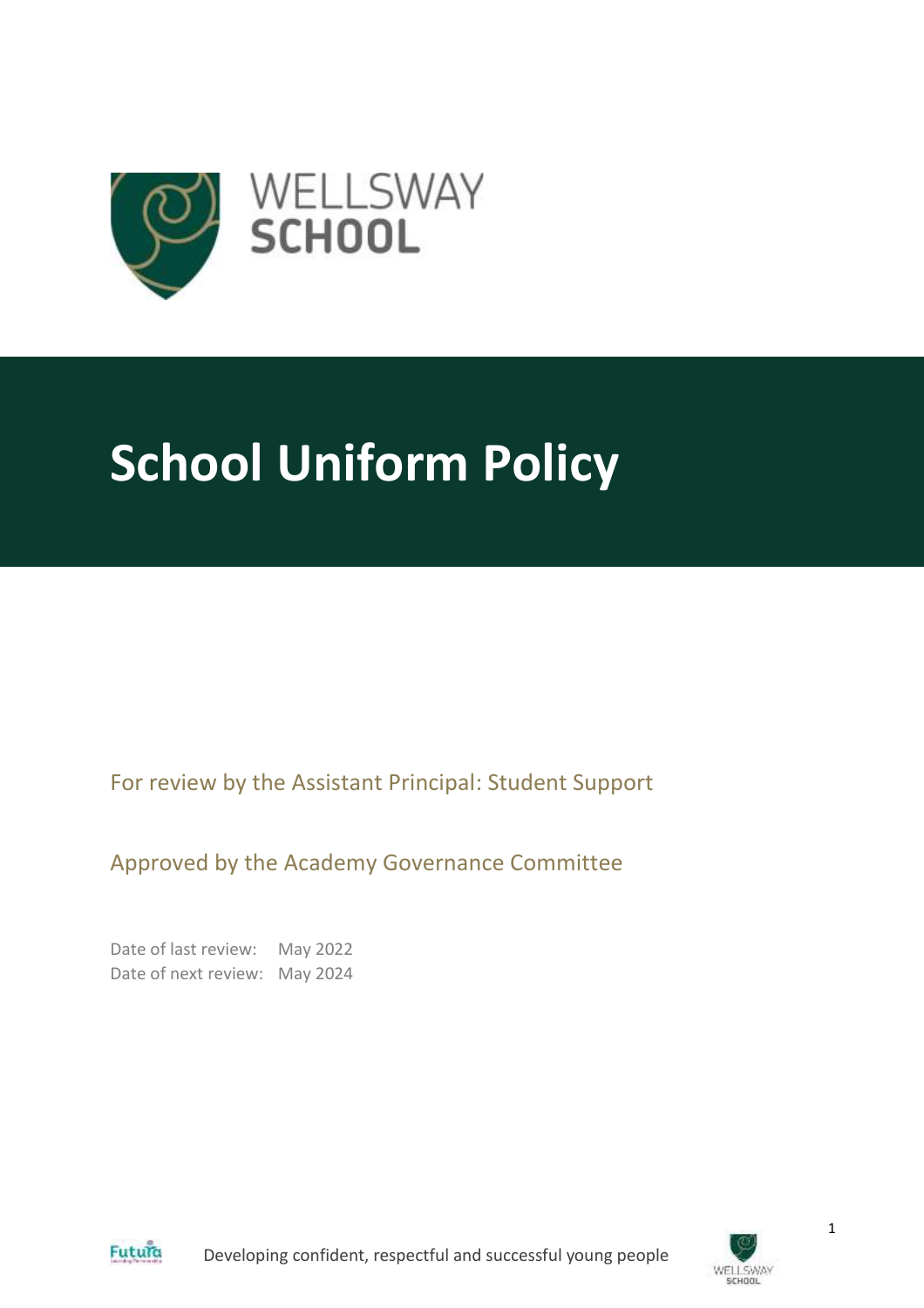WELLSWAY
**SCHOOL**

# School Uniform Policy

For review by the Assistant Principal: Student Support

Approved by the Academy Governance Committee

Date of last review: May 2022
Date of next review: May 2024

Developing confident, respectful and successful young people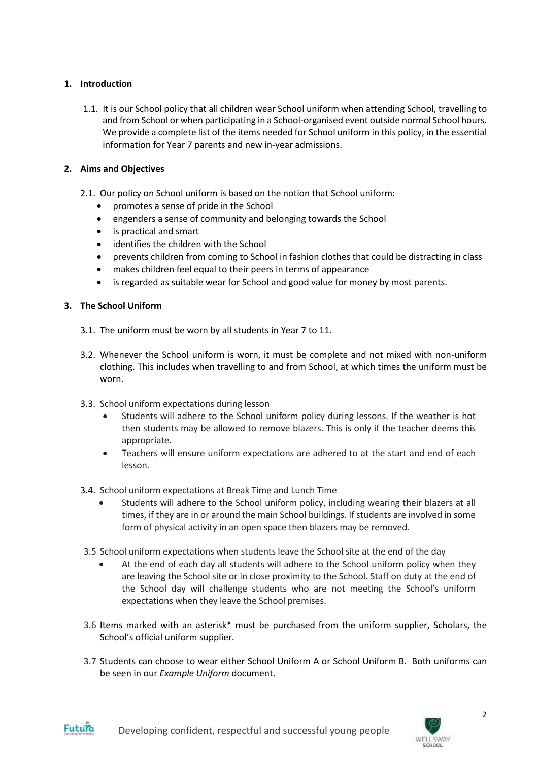## 1. Introduction

1.1. It is our School policy that all children wear School uniform when attending School, travelling to and from School or when participating in a School-organised event outside normal School hours. We provide a complete list of the items needed for School uniform in this policy, in the essential information for Year 7 parents and new in-year admissions.

## 2. Aims and Objectives

2.1. Our policy on School uniform is based on the notion that School uniform:

- promotes a sense of pride in the School
- engenders a sense of community and belonging towards the School
- is practical and smart
- identifies the children with the School
- prevents children from coming to School in fashion clothes that could be distracting in class
- makes children feel equal to their peers in terms of appearance
- is regarded as suitable wear for School and good value for money by most parents.

## 3. The School Uniform

3.1. The uniform must be worn by all students in Year 7 to 11.

3.2. Whenever the School uniform is worn, it must be complete and not mixed with non-uniform clothing. This includes when travelling to and from School, at which times the uniform must be worn.

3.3. School uniform expectations during lesson

- Students will adhere to the School uniform policy during lessons. If the weather is hot then students may be allowed to remove blazers. This is only if the teacher deems this appropriate.
- Teachers will ensure uniform expectations are adhered to at the start and end of each lesson.

3.4. School uniform expectations at Break Time and Lunch Time

- Students will adhere to the School uniform policy, including wearing their blazers at all times, if they are in or around the main School buildings. If students are involved in some form of physical activity in an open space then blazers may be removed.

3.5 School uniform expectations when students leave the School site at the end of the day

- At the end of each day all students will adhere to the School uniform policy when they are leaving the School site or in close proximity to the School. Staff on duty at the end of the School day will challenge students who are not meeting the School's uniform expectations when they leave the School premises.

3.6 Items marked with an asterisk* must be purchased from the uniform supplier, Scholars, the School's official uniform supplier.

3.7 Students can choose to wear either School Uniform A or School Uniform B. Both uniforms can be seen in our *Example Uniform* document.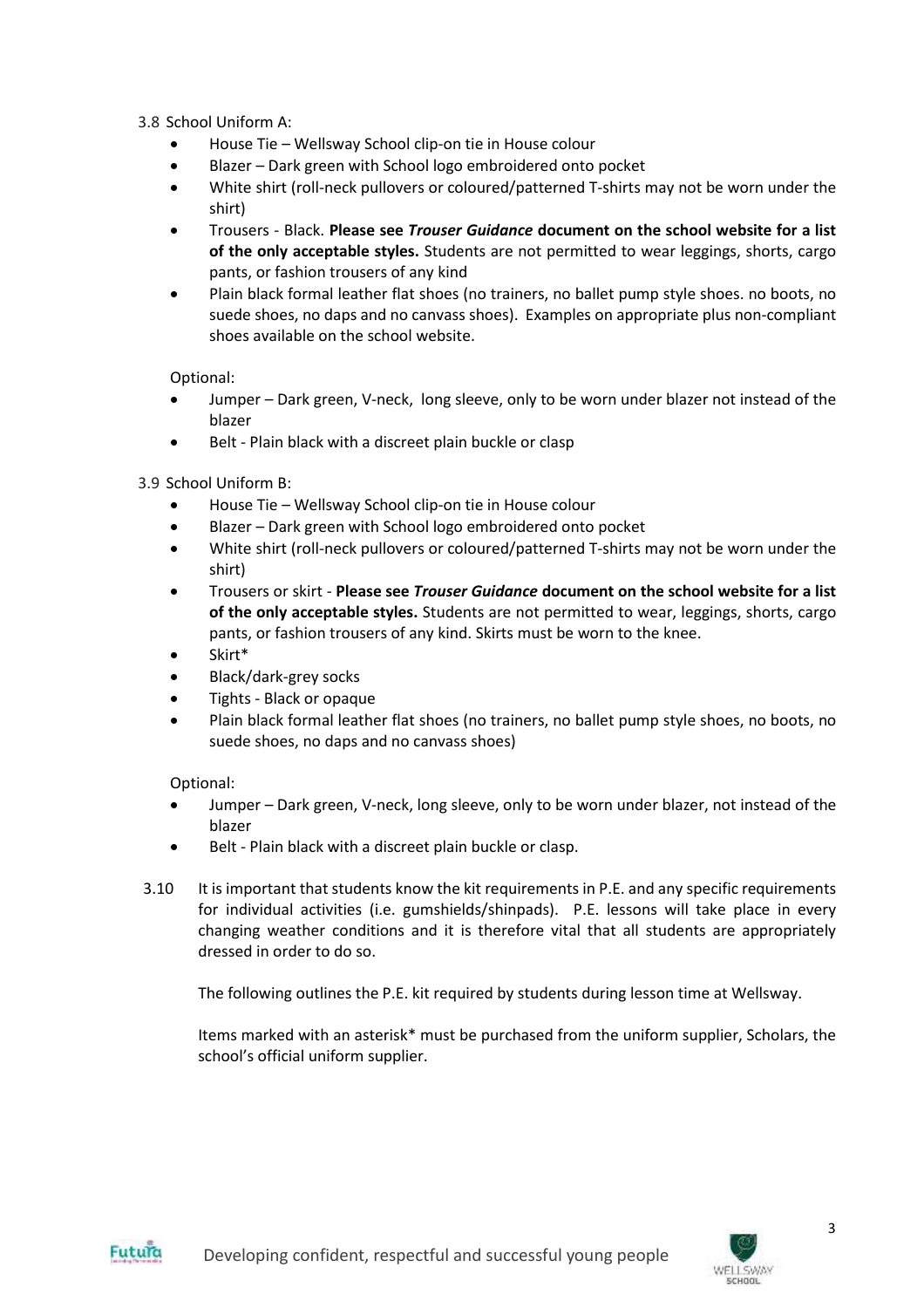3.8 School Uniform A:

- House Tie – Wellsway School clip-on tie in House colour
- Blazer – Dark green with School logo embroidered onto pocket
- White shirt (roll-neck pullovers or coloured/patterned T-shirts may not be worn under the shirt)
- Trousers - Black. **Please see *Trouser Guidance* document on the school website for a list of the only acceptable styles.** Students are not permitted to wear leggings, shorts, cargo pants, or fashion trousers of any kind
- Plain black formal leather flat shoes (no trainers, no ballet pump style shoes. no boots, no suede shoes, no daps and no canvass shoes). Examples on appropriate plus non-compliant shoes available on the school website.

Optional:

- Jumper – Dark green, V-neck, long sleeve, only to be worn under blazer not instead of the blazer
- Belt - Plain black with a discreet plain buckle or clasp

3.9 School Uniform B:

- House Tie – Wellsway School clip-on tie in House colour
- Blazer – Dark green with School logo embroidered onto pocket
- White shirt (roll-neck pullovers or coloured/patterned T-shirts may not be worn under the shirt)
- Trousers or skirt - **Please see *Trouser Guidance* document on the school website for a list of the only acceptable styles.** Students are not permitted to wear, leggings, shorts, cargo pants, or fashion trousers of any kind. Skirts must be worn to the knee.
- Skirt*
- Black/dark-grey socks
- Tights - Black or opaque
- Plain black formal leather flat shoes (no trainers, no ballet pump style shoes, no boots, no suede shoes, no daps and no canvass shoes)

Optional:

- Jumper – Dark green, V-neck, long sleeve, only to be worn under blazer, not instead of the blazer
- Belt - Plain black with a discreet plain buckle or clasp.

3.10 It is important that students know the kit requirements in P.E. and any specific requirements for individual activities (i.e. gumshields/shinpads). P.E. lessons will take place in every changing weather conditions and it is therefore vital that all students are appropriately dressed in order to do so.

The following outlines the P.E. kit required by students during lesson time at Wellsway.

Items marked with an asterisk* must be purchased from the uniform supplier, Scholars, the school's official uniform supplier.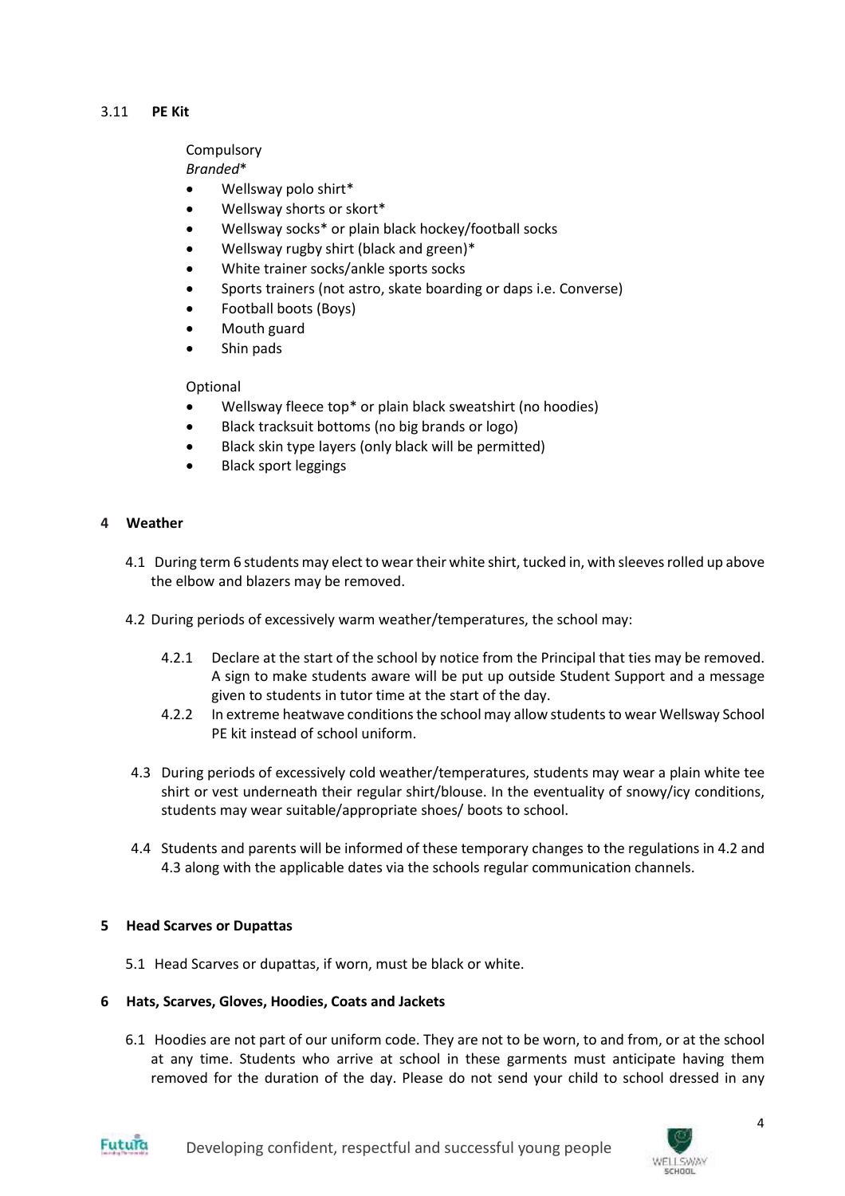### 3.11 **PE Kit**

Compulsory

*Branded*\*

- Wellsway polo shirt*
- Wellsway shorts or skort*
- Wellsway socks* or plain black hockey/football socks
- Wellsway rugby shirt (black and green)*
- White trainer socks/ankle sports socks
- Sports trainers (not astro, skate boarding or daps i.e. Converse)
- Football boots (Boys)
- Mouth guard
- Shin pads

Optional

- Wellsway fleece top* or plain black sweatshirt (no hoodies)
- Black tracksuit bottoms (no big brands or logo)
- Black skin type layers (only black will be permitted)
- Black sport leggings

## 4 Weather

4.1 During term 6 students may elect to wear their white shirt, tucked in, with sleeves rolled up above the elbow and blazers may be removed.

4.2 During periods of excessively warm weather/temperatures, the school may:

4.2.1 Declare at the start of the school by notice from the Principal that ties may be removed. A sign to make students aware will be put up outside Student Support and a message given to students in tutor time at the start of the day.

4.2.2 In extreme heatwave conditions the school may allow students to wear Wellsway School PE kit instead of school uniform.

4.3 During periods of excessively cold weather/temperatures, students may wear a plain white tee shirt or vest underneath their regular shirt/blouse. In the eventuality of snowy/icy conditions, students may wear suitable/appropriate shoes/ boots to school.

4.4 Students and parents will be informed of these temporary changes to the regulations in 4.2 and 4.3 along with the applicable dates via the schools regular communication channels.

## 5 Head Scarves or Dupattas

5.1 Head Scarves or dupattas, if worn, must be black or white.

## 6 Hats, Scarves, Gloves, Hoodies, Coats and Jackets

6.1 Hoodies are not part of our uniform code. They are not to be worn, to and from, or at the school at any time. Students who arrive at school in these garments must anticipate having them removed for the duration of the day. Please do not send your child to school dressed in any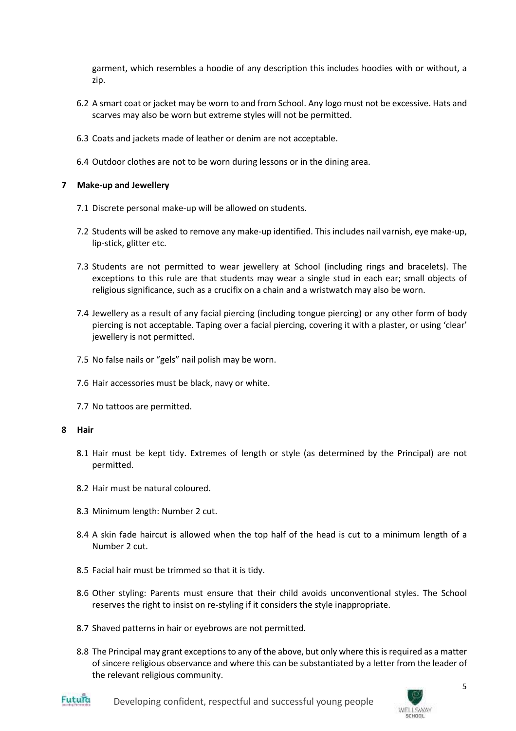garment, which resembles a hoodie of any description this includes hoodies with or without, a zip.

6.2 A smart coat or jacket may be worn to and from School. Any logo must not be excessive. Hats and scarves may also be worn but extreme styles will not be permitted.

6.3 Coats and jackets made of leather or denim are not acceptable.

6.4 Outdoor clothes are not to be worn during lessons or in the dining area.

## 7 Make-up and Jewellery

7.1 Discrete personal make-up will be allowed on students.

7.2 Students will be asked to remove any make-up identified. This includes nail varnish, eye make-up, lip-stick, glitter etc.

7.3 Students are not permitted to wear jewellery at School (including rings and bracelets). The exceptions to this rule are that students may wear a single stud in each ear; small objects of religious significance, such as a crucifix on a chain and a wristwatch may also be worn.

7.4 Jewellery as a result of any facial piercing (including tongue piercing) or any other form of body piercing is not acceptable. Taping over a facial piercing, covering it with a plaster, or using 'clear' jewellery is not permitted.

7.5 No false nails or "gels" nail polish may be worn.

7.6 Hair accessories must be black, navy or white.

7.7 No tattoos are permitted.

## 8 Hair

8.1 Hair must be kept tidy. Extremes of length or style (as determined by the Principal) are not permitted.

8.2 Hair must be natural coloured.

8.3 Minimum length: Number 2 cut.

8.4 A skin fade haircut is allowed when the top half of the head is cut to a minimum length of a Number 2 cut.

8.5 Facial hair must be trimmed so that it is tidy.

8.6 Other styling: Parents must ensure that their child avoids unconventional styles. The School reserves the right to insist on re-styling if it considers the style inappropriate.

8.7 Shaved patterns in hair or eyebrows are not permitted.

8.8 The Principal may grant exceptions to any of the above, but only where this is required as a matter of sincere religious observance and where this can be substantiated by a letter from the leader of the relevant religious community.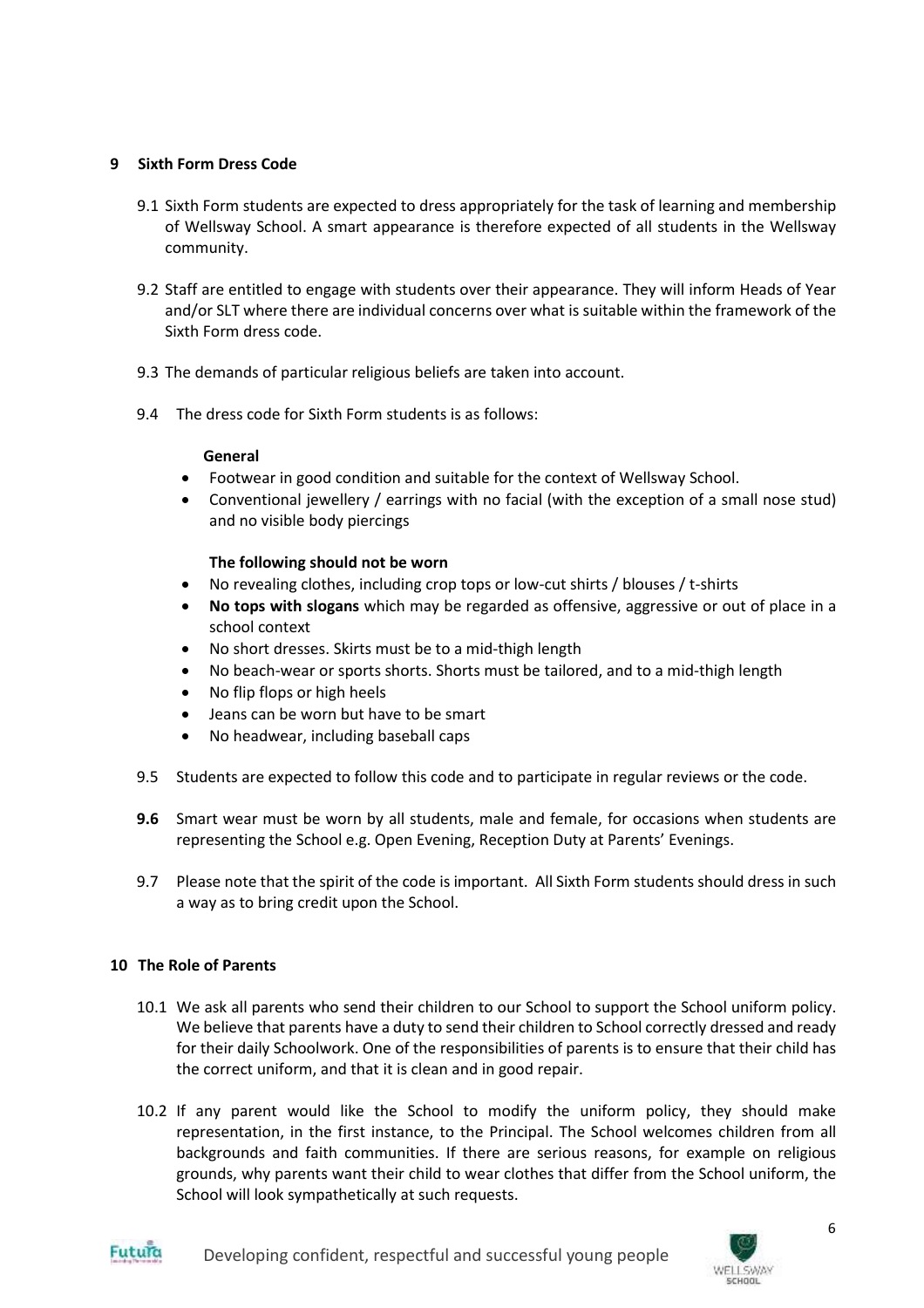## 9 Sixth Form Dress Code

9.1 Sixth Form students are expected to dress appropriately for the task of learning and membership of Wellsway School. A smart appearance is therefore expected of all students in the Wellsway community.

9.2 Staff are entitled to engage with students over their appearance. They will inform Heads of Year and/or SLT where there are individual concerns over what is suitable within the framework of the Sixth Form dress code.

9.3 The demands of particular religious beliefs are taken into account.

9.4 The dress code for Sixth Form students is as follows:

**General**

- Footwear in good condition and suitable for the context of Wellsway School.
- Conventional jewellery / earrings with no facial (with the exception of a small nose stud) and no visible body piercings

**The following should not be worn**

- No revealing clothes, including crop tops or low-cut shirts / blouses / t-shirts
- **No tops with slogans** which may be regarded as offensive, aggressive or out of place in a school context
- No short dresses. Skirts must be to a mid-thigh length
- No beach-wear or sports shorts. Shorts must be tailored, and to a mid-thigh length
- No flip flops or high heels
- Jeans can be worn but have to be smart
- No headwear, including baseball caps

9.5 Students are expected to follow this code and to participate in regular reviews or the code.

**9.6** Smart wear must be worn by all students, male and female, for occasions when students are representing the School e.g. Open Evening, Reception Duty at Parents' Evenings.

9.7 Please note that the spirit of the code is important. All Sixth Form students should dress in such a way as to bring credit upon the School.

## 10 The Role of Parents

10.1 We ask all parents who send their children to our School to support the School uniform policy. We believe that parents have a duty to send their children to School correctly dressed and ready for their daily Schoolwork. One of the responsibilities of parents is to ensure that their child has the correct uniform, and that it is clean and in good repair.

10.2 If any parent would like the School to modify the uniform policy, they should make representation, in the first instance, to the Principal. The School welcomes children from all backgrounds and faith communities. If there are serious reasons, for example on religious grounds, why parents want their child to wear clothes that differ from the School uniform, the School will look sympathetically at such requests.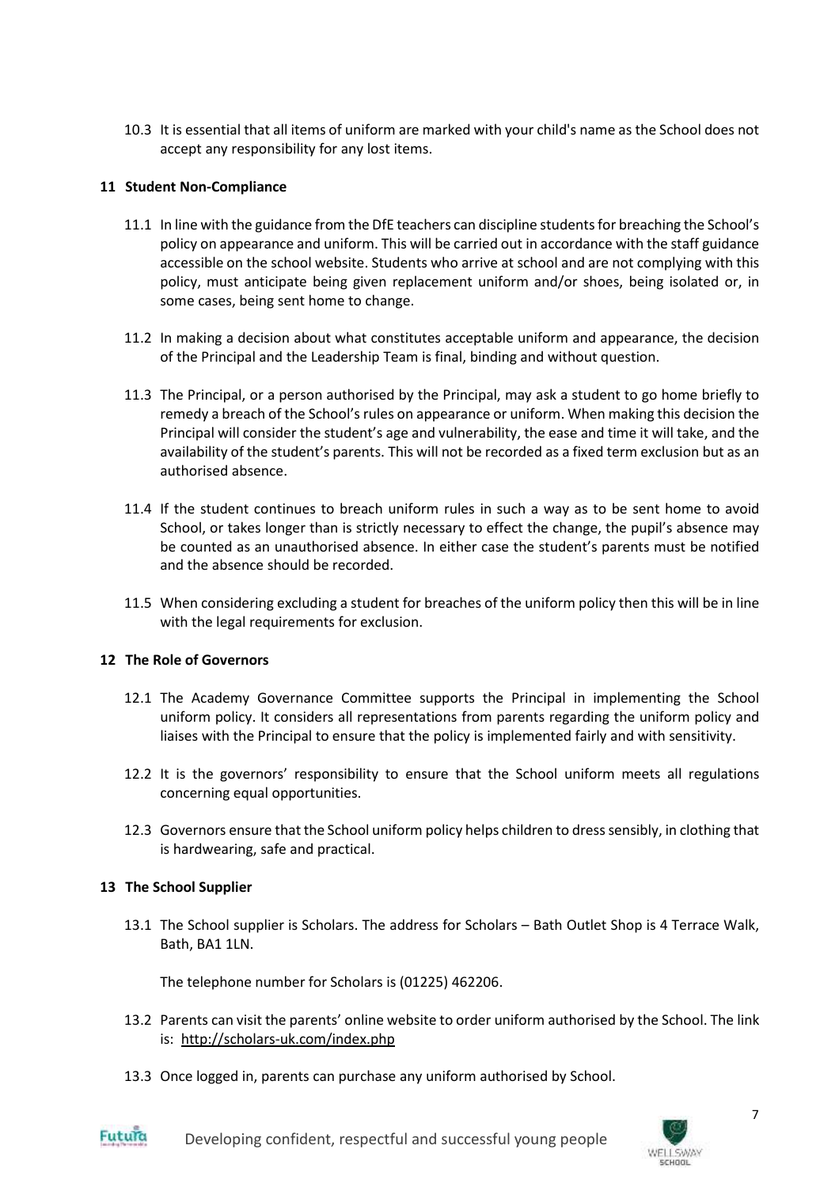10.3 It is essential that all items of uniform are marked with your child's name as the School does not accept any responsibility for any lost items.

## 11 Student Non-Compliance

11.1 In line with the guidance from the DfE teachers can discipline students for breaching the School's policy on appearance and uniform. This will be carried out in accordance with the staff guidance accessible on the school website. Students who arrive at school and are not complying with this policy, must anticipate being given replacement uniform and/or shoes, being isolated or, in some cases, being sent home to change.

11.2 In making a decision about what constitutes acceptable uniform and appearance, the decision of the Principal and the Leadership Team is final, binding and without question.

11.3 The Principal, or a person authorised by the Principal, may ask a student to go home briefly to remedy a breach of the School's rules on appearance or uniform. When making this decision the Principal will consider the student's age and vulnerability, the ease and time it will take, and the availability of the student's parents. This will not be recorded as a fixed term exclusion but as an authorised absence.

11.4 If the student continues to breach uniform rules in such a way as to be sent home to avoid School, or takes longer than is strictly necessary to effect the change, the pupil's absence may be counted as an unauthorised absence. In either case the student's parents must be notified and the absence should be recorded.

11.5 When considering excluding a student for breaches of the uniform policy then this will be in line with the legal requirements for exclusion.

## 12 The Role of Governors

12.1 The Academy Governance Committee supports the Principal in implementing the School uniform policy. It considers all representations from parents regarding the uniform policy and liaises with the Principal to ensure that the policy is implemented fairly and with sensitivity.

12.2 It is the governors' responsibility to ensure that the School uniform meets all regulations concerning equal opportunities.

12.3 Governors ensure that the School uniform policy helps children to dress sensibly, in clothing that is hardwearing, safe and practical.

## 13 The School Supplier

13.1 The School supplier is Scholars. The address for Scholars – Bath Outlet Shop is 4 Terrace Walk, Bath, BA1 1LN.

The telephone number for Scholars is (01225) 462206.

13.2 Parents can visit the parents' online website to order uniform authorised by the School. The link is: http://scholars-uk.com/index.php

13.3 Once logged in, parents can purchase any uniform authorised by School.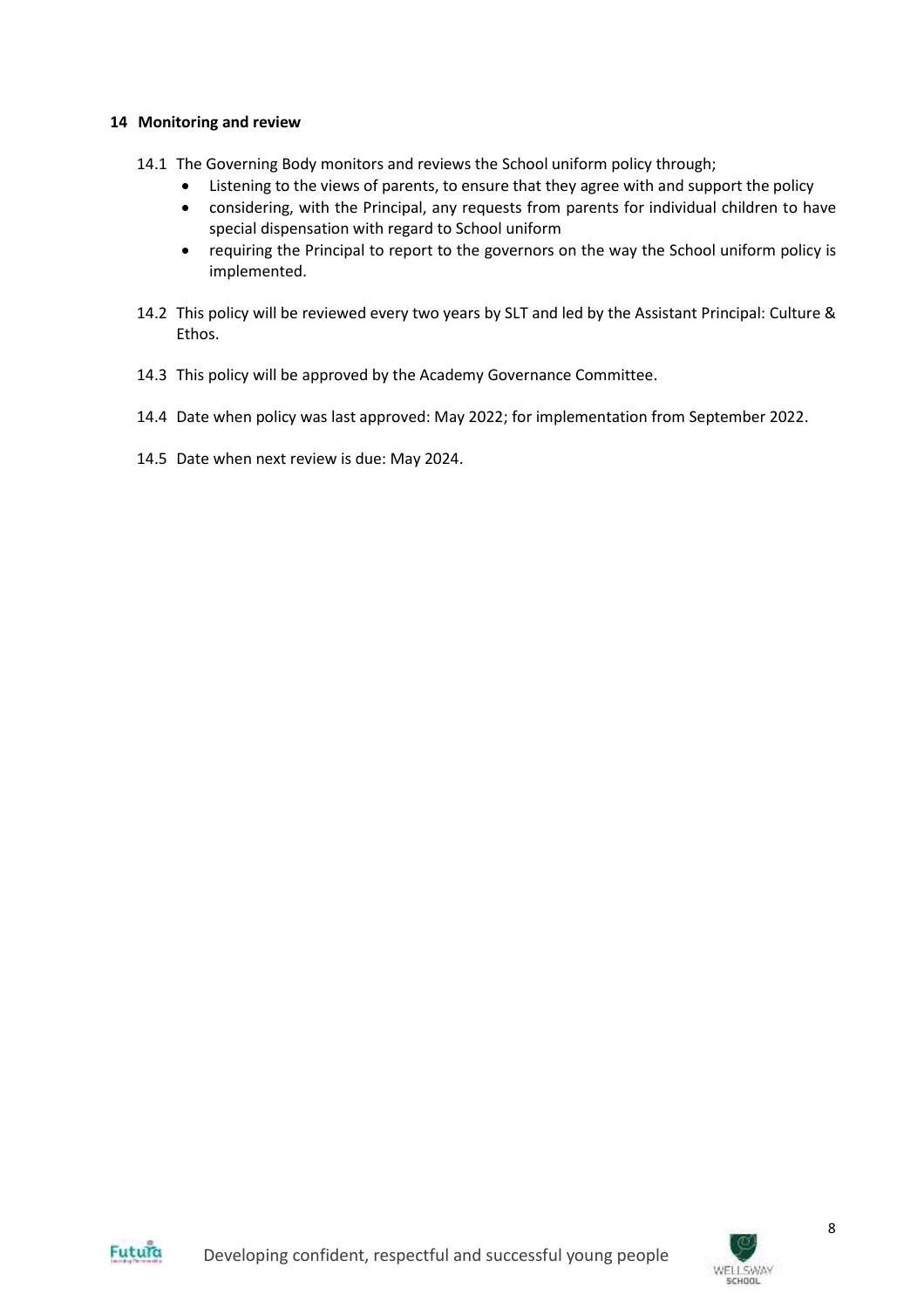## 14 Monitoring and review

14.1 The Governing Body monitors and reviews the School uniform policy through;

- Listening to the views of parents, to ensure that they agree with and support the policy
- considering, with the Principal, any requests from parents for individual children to have special dispensation with regard to School uniform
- requiring the Principal to report to the governors on the way the School uniform policy is implemented.

14.2 This policy will be reviewed every two years by SLT and led by the Assistant Principal: Culture & Ethos.

14.3 This policy will be approved by the Academy Governance Committee.

14.4 Date when policy was last approved: May 2022; for implementation from September 2022.

14.5 Date when next review is due: May 2024.